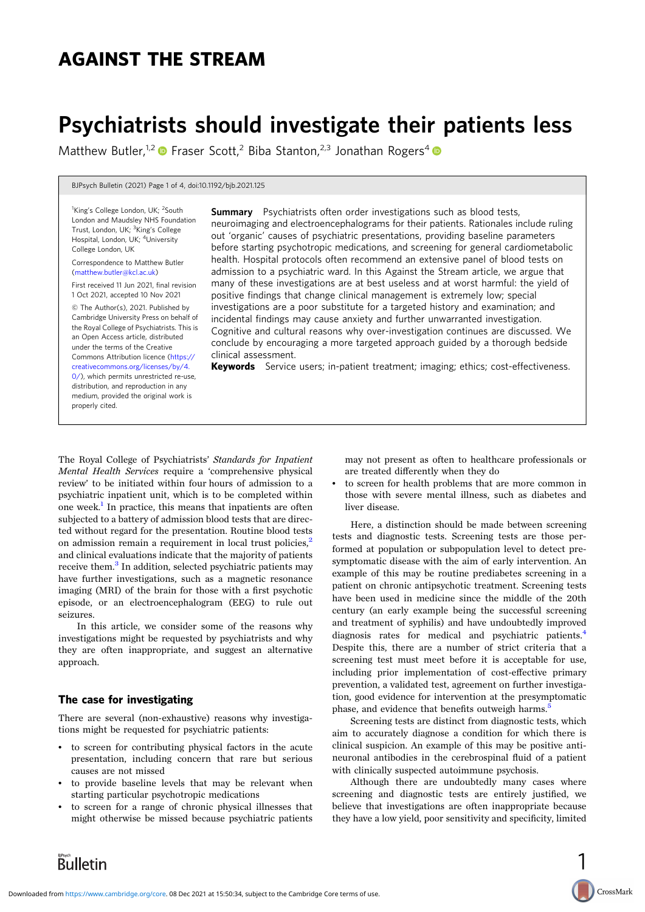# AGAINST THE STREAM

# Psychiatrists should investigate their patients less

Matthew Butler,[1,2] Fraser Scott,[2] Biba Stanton,[2,3] Jonathan Rogers[4]

[1]King's College London, UK; [2]South London and Maudsley NHS Foundation Trust, London, UK; [3]King's College Hospital, London, UK; [4]University College London, UK

Correspondence to Matthew Butler (matthew.butler@kcl.ac.uk)

First received 11 Jun 2021, final revision 1 Oct 2021, accepted 10 Nov 2021

© The Author(s), 2021. Published by Cambridge University Press on behalf of the Royal College of Psychiatrists. This is an Open Access article, distributed under the terms of the Creative Commons Attribution licence (https://creativecommons.org/licenses/by/4.0/), which permits unrestricted re-use, distribution, and reproduction in any medium, provided the original work is properly cited.

**Summary** Psychiatrists often order investigations such as blood tests, neuroimaging and electroencephalograms for their patients. Rationales include ruling out 'organic' causes of psychiatric presentations, providing baseline parameters before starting psychotropic medications, and screening for general cardiometabolic health. Hospital protocols often recommend an extensive panel of blood tests on admission to a psychiatric ward. In this Against the Stream article, we argue that many of these investigations are at best useless and at worst harmful: the yield of positive findings that change clinical management is extremely low; special investigations are a poor substitute for a targeted history and examination; and incidental findings may cause anxiety and further unwarranted investigation. Cognitive and cultural reasons why over-investigation continues are discussed. We conclude by encouraging a more targeted approach guided by a thorough bedside clinical assessment.

**Keywords** Service users; in-patient treatment; imaging; ethics; cost-effectiveness.

The Royal College of Psychiatrists' *Standards for Inpatient Mental Health Services* require a 'comprehensive physical review' to be initiated within four hours of admission to a psychiatric inpatient unit, which is to be completed within one week.[1] In practice, this means that inpatients are often subjected to a battery of admission blood tests that are directed without regard for the presentation. Routine blood tests on admission remain a requirement in local trust policies,[2] and clinical evaluations indicate that the majority of patients receive them.[3] In addition, selected psychiatric patients may have further investigations, such as a magnetic resonance imaging (MRI) of the brain for those with a first psychotic episode, or an electroencephalogram (EEG) to rule out seizures.

In this article, we consider some of the reasons why investigations might be requested by psychiatrists and why they are often inappropriate, and suggest an alternative approach.

## The case for investigating

There are several (non-exhaustive) reasons why investigations might be requested for psychiatric patients:

- to screen for contributing physical factors in the acute presentation, including concern that rare but serious causes are not missed
- to provide baseline levels that may be relevant when starting particular psychotropic medications
- to screen for a range of chronic physical illnesses that might otherwise be missed because psychiatric patients may not present as often to healthcare professionals or are treated differently when they do
- to screen for health problems that are more common in those with severe mental illness, such as diabetes and liver disease.

Here, a distinction should be made between screening tests and diagnostic tests. Screening tests are those performed at population or subpopulation level to detect pre-symptomatic disease with the aim of early intervention. An example of this may be routine prediabetes screening in a patient on chronic antipsychotic treatment. Screening tests have been used in medicine since the middle of the 20th century (an early example being the successful screening and treatment of syphilis) and have undoubtedly improved diagnosis rates for medical and psychiatric patients.[4] Despite this, there are a number of strict criteria that a screening test must meet before it is acceptable for use, including prior implementation of cost-effective primary prevention, a validated test, agreement on further investigation, good evidence for intervention at the presymptomatic phase, and evidence that benefits outweigh harms.[5]

Screening tests are distinct from diagnostic tests, which aim to accurately diagnose a condition for which there is clinical suspicion. An example of this may be positive anti-neuronal antibodies in the cerebrospinal fluid of a patient with clinically suspected autoimmune psychosis.

Although there are undoubtedly many cases where screening and diagnostic tests are entirely justified, we believe that investigations are often inappropriate because they have a low yield, poor sensitivity and specificity, limited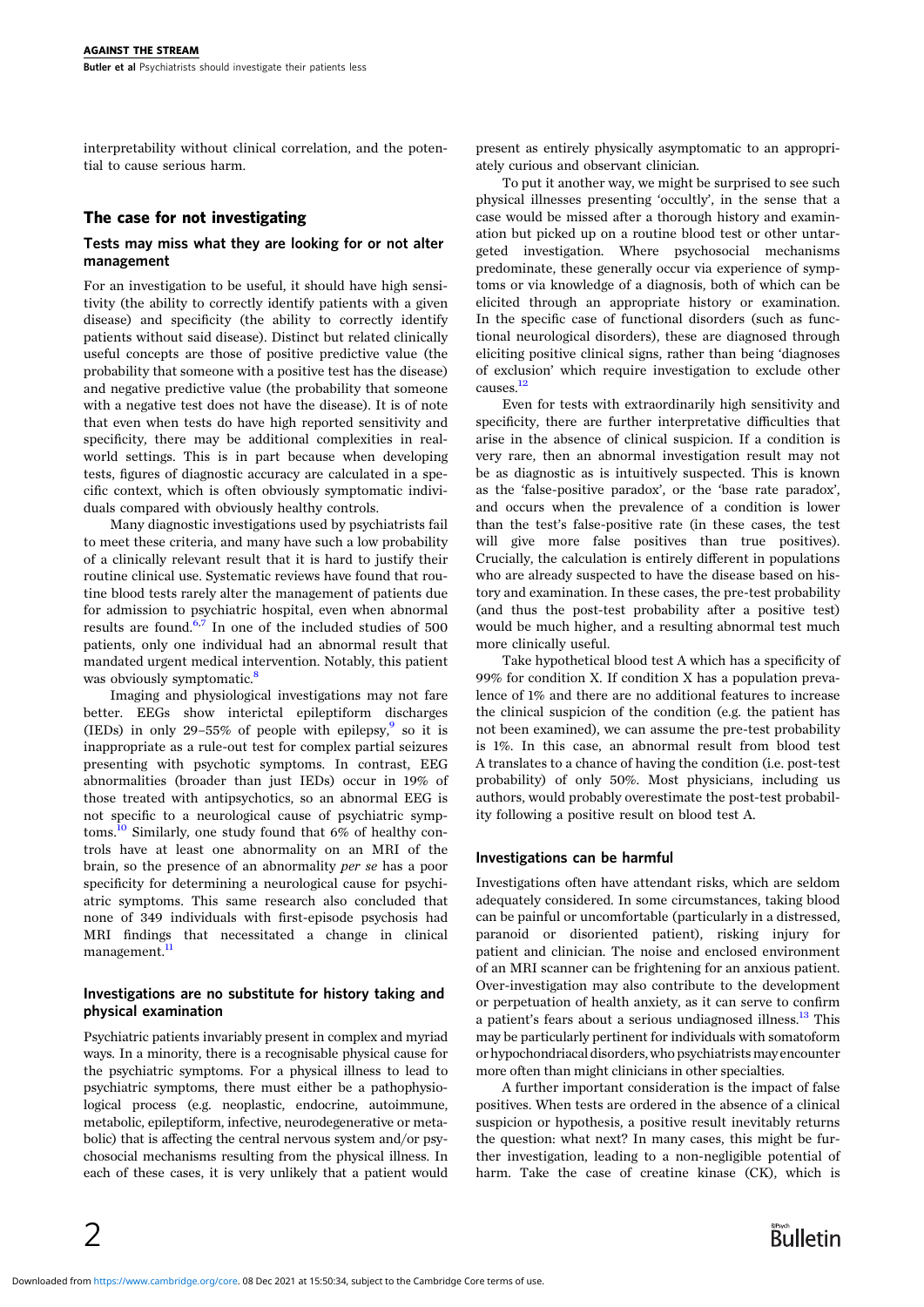interpretability without clinical correlation, and the potential to cause serious harm.

## The case for not investigating

### Tests may miss what they are looking for or not alter management

For an investigation to be useful, it should have high sensitivity (the ability to correctly identify patients with a given disease) and specificity (the ability to correctly identify patients without said disease). Distinct but related clinically useful concepts are those of positive predictive value (the probability that someone with a positive test has the disease) and negative predictive value (the probability that someone with a negative test does not have the disease). It is of note that even when tests do have high reported sensitivity and specificity, there may be additional complexities in real-world settings. This is in part because when developing tests, figures of diagnostic accuracy are calculated in a specific context, which is often obviously symptomatic individuals compared with obviously healthy controls.

Many diagnostic investigations used by psychiatrists fail to meet these criteria, and many have such a low probability of a clinically relevant result that it is hard to justify their routine clinical use. Systematic reviews have found that routine blood tests rarely alter the management of patients due for admission to psychiatric hospital, even when abnormal results are found.[6,7] In one of the included studies of 500 patients, only one individual had an abnormal result that mandated urgent medical intervention. Notably, this patient was obviously symptomatic.[8]

Imaging and physiological investigations may not fare better. EEGs show interictal epileptiform discharges (IEDs) in only 29–55% of people with epilepsy,[9] so it is inappropriate as a rule-out test for complex partial seizures presenting with psychotic symptoms. In contrast, EEG abnormalities (broader than just IEDs) occur in 19% of those treated with antipsychotics, so an abnormal EEG is not specific to a neurological cause of psychiatric symptoms.[10] Similarly, one study found that 6% of healthy controls have at least one abnormality on an MRI of the brain, so the presence of an abnormality *per se* has a poor specificity for determining a neurological cause for psychiatric symptoms. This same research also concluded that none of 349 individuals with first-episode psychosis had MRI findings that necessitated a change in clinical management.[11]

### Investigations are no substitute for history taking and physical examination

Psychiatric patients invariably present in complex and myriad ways. In a minority, there is a recognisable physical cause for the psychiatric symptoms. For a physical illness to lead to psychiatric symptoms, there must either be a pathophysiological process (e.g. neoplastic, endocrine, autoimmune, metabolic, epileptiform, infective, neurodegenerative or metabolic) that is affecting the central nervous system and/or psychosocial mechanisms resulting from the physical illness. In each of these cases, it is very unlikely that a patient would present as entirely physically asymptomatic to an appropriately curious and observant clinician.

To put it another way, we might be surprised to see such physical illnesses presenting 'occultly', in the sense that a case would be missed after a thorough history and examination but picked up on a routine blood test or other untargeted investigation. Where psychosocial mechanisms predominate, these generally occur via experience of symptoms or via knowledge of a diagnosis, both of which can be elicited through an appropriate history or examination. In the specific case of functional disorders (such as functional neurological disorders), these are diagnosed through eliciting positive clinical signs, rather than being 'diagnoses of exclusion' which require investigation to exclude other causes.[12]

Even for tests with extraordinarily high sensitivity and specificity, there are further interpretative difficulties that arise in the absence of clinical suspicion. If a condition is very rare, then an abnormal investigation result may not be as diagnostic as is intuitively suspected. This is known as the 'false-positive paradox', or the 'base rate paradox', and occurs when the prevalence of a condition is lower than the test's false-positive rate (in these cases, the test will give more false positives than true positives). Crucially, the calculation is entirely different in populations who are already suspected to have the disease based on history and examination. In these cases, the pre-test probability (and thus the post-test probability after a positive test) would be much higher, and a resulting abnormal test much more clinically useful.

Take hypothetical blood test A which has a specificity of 99% for condition X. If condition X has a population prevalence of 1% and there are no additional features to increase the clinical suspicion of the condition (e.g. the patient has not been examined), we can assume the pre-test probability is 1%. In this case, an abnormal result from blood test A translates to a chance of having the condition (i.e. post-test probability) of only 50%. Most physicians, including us authors, would probably overestimate the post-test probability following a positive result on blood test A.

### Investigations can be harmful

Investigations often have attendant risks, which are seldom adequately considered. In some circumstances, taking blood can be painful or uncomfortable (particularly in a distressed, paranoid or disoriented patient), risking injury for patient and clinician. The noise and enclosed environment of an MRI scanner can be frightening for an anxious patient. Over-investigation may also contribute to the development or perpetuation of health anxiety, as it can serve to confirm a patient's fears about a serious undiagnosed illness.[13] This may be particularly pertinent for individuals with somatoform or hypochondriacal disorders, who psychiatrists may encounter more often than might clinicians in other specialties.

A further important consideration is the impact of false positives. When tests are ordered in the absence of a clinical suspicion or hypothesis, a positive result inevitably returns the question: what next? In many cases, this might be further investigation, leading to a non-negligible potential of harm. Take the case of creatine kinase (CK), which is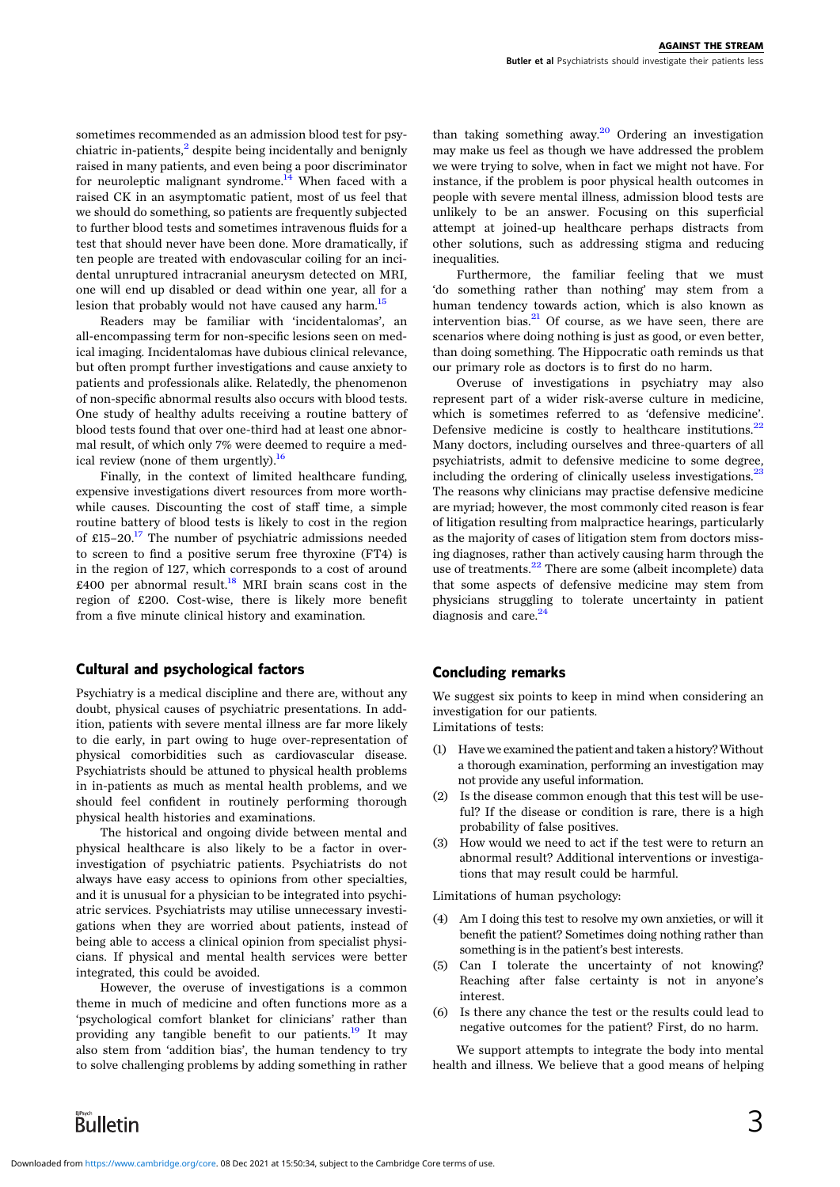sometimes recommended as an admission blood test for psychiatric in-patients,[2] despite being incidentally and benignly raised in many patients, and even being a poor discriminator for neuroleptic malignant syndrome.[14] When faced with a raised CK in an asymptomatic patient, most of us feel that we should do something, so patients are frequently subjected to further blood tests and sometimes intravenous fluids for a test that should never have been done. More dramatically, if ten people are treated with endovascular coiling for an incidental unruptured intracranial aneurysm detected on MRI, one will end up disabled or dead within one year, all for a lesion that probably would not have caused any harm.[15]

Readers may be familiar with 'incidentalomas', an all-encompassing term for non-specific lesions seen on medical imaging. Incidentalomas have dubious clinical relevance, but often prompt further investigations and cause anxiety to patients and professionals alike. Relatedly, the phenomenon of non-specific abnormal results also occurs with blood tests. One study of healthy adults receiving a routine battery of blood tests found that over one-third had at least one abnormal result, of which only 7% were deemed to require a medical review (none of them urgently).[16]

Finally, in the context of limited healthcare funding, expensive investigations divert resources from more worthwhile causes. Discounting the cost of staff time, a simple routine battery of blood tests is likely to cost in the region of £15–20.[17] The number of psychiatric admissions needed to screen to find a positive serum free thyroxine (FT4) is in the region of 127, which corresponds to a cost of around £400 per abnormal result.[18] MRI brain scans cost in the region of £200. Cost-wise, there is likely more benefit from a five minute clinical history and examination.

## Cultural and psychological factors

Psychiatry is a medical discipline and there are, without any doubt, physical causes of psychiatric presentations. In addition, patients with severe mental illness are far more likely to die early, in part owing to huge over-representation of physical comorbidities such as cardiovascular disease. Psychiatrists should be attuned to physical health problems in in-patients as much as mental health problems, and we should feel confident in routinely performing thorough physical health histories and examinations.

The historical and ongoing divide between mental and physical healthcare is also likely to be a factor in over-investigation of psychiatric patients. Psychiatrists do not always have easy access to opinions from other specialties, and it is unusual for a physician to be integrated into psychiatric services. Psychiatrists may utilise unnecessary investigations when they are worried about patients, instead of being able to access a clinical opinion from specialist physicians. If physical and mental health services were better integrated, this could be avoided.

However, the overuse of investigations is a common theme in much of medicine and often functions more as a 'psychological comfort blanket for clinicians' rather than providing any tangible benefit to our patients.[19] It may also stem from 'addition bias', the human tendency to try to solve challenging problems by adding something in rather than taking something away.[20] Ordering an investigation may make us feel as though we have addressed the problem we were trying to solve, when in fact we might not have. For instance, if the problem is poor physical health outcomes in people with severe mental illness, admission blood tests are unlikely to be an answer. Focusing on this superficial attempt at joined-up healthcare perhaps distracts from other solutions, such as addressing stigma and reducing inequalities.

Furthermore, the familiar feeling that we must 'do something rather than nothing' may stem from a human tendency towards action, which is also known as intervention bias.[21] Of course, as we have seen, there are scenarios where doing nothing is just as good, or even better, than doing something. The Hippocratic oath reminds us that our primary role as doctors is to first do no harm.

Overuse of investigations in psychiatry may also represent part of a wider risk-averse culture in medicine, which is sometimes referred to as 'defensive medicine'. Defensive medicine is costly to healthcare institutions.[22] Many doctors, including ourselves and three-quarters of all psychiatrists, admit to defensive medicine to some degree, including the ordering of clinically useless investigations.[23] The reasons why clinicians may practise defensive medicine are myriad; however, the most commonly cited reason is fear of litigation resulting from malpractice hearings, particularly as the majority of cases of litigation stem from doctors missing diagnoses, rather than actively causing harm through the use of treatments.[22] There are some (albeit incomplete) data that some aspects of defensive medicine may stem from physicians struggling to tolerate uncertainty in patient diagnosis and care.[24]

## Concluding remarks

We suggest six points to keep in mind when considering an investigation for our patients.

Limitations of tests:

1. Have we examined the patient and taken a history? Without a thorough examination, performing an investigation may not provide any useful information.
2. Is the disease common enough that this test will be useful? If the disease or condition is rare, there is a high probability of false positives.
3. How would we need to act if the test were to return an abnormal result? Additional interventions or investigations that may result could be harmful.

Limitations of human psychology:

4. Am I doing this test to resolve my own anxieties, or will it benefit the patient? Sometimes doing nothing rather than something is in the patient's best interests.
5. Can I tolerate the uncertainty of not knowing? Reaching after false certainty is not in anyone's interest.
6. Is there any chance the test or the results could lead to negative outcomes for the patient? First, do no harm.

We support attempts to integrate the body into mental health and illness. We believe that a good means of helping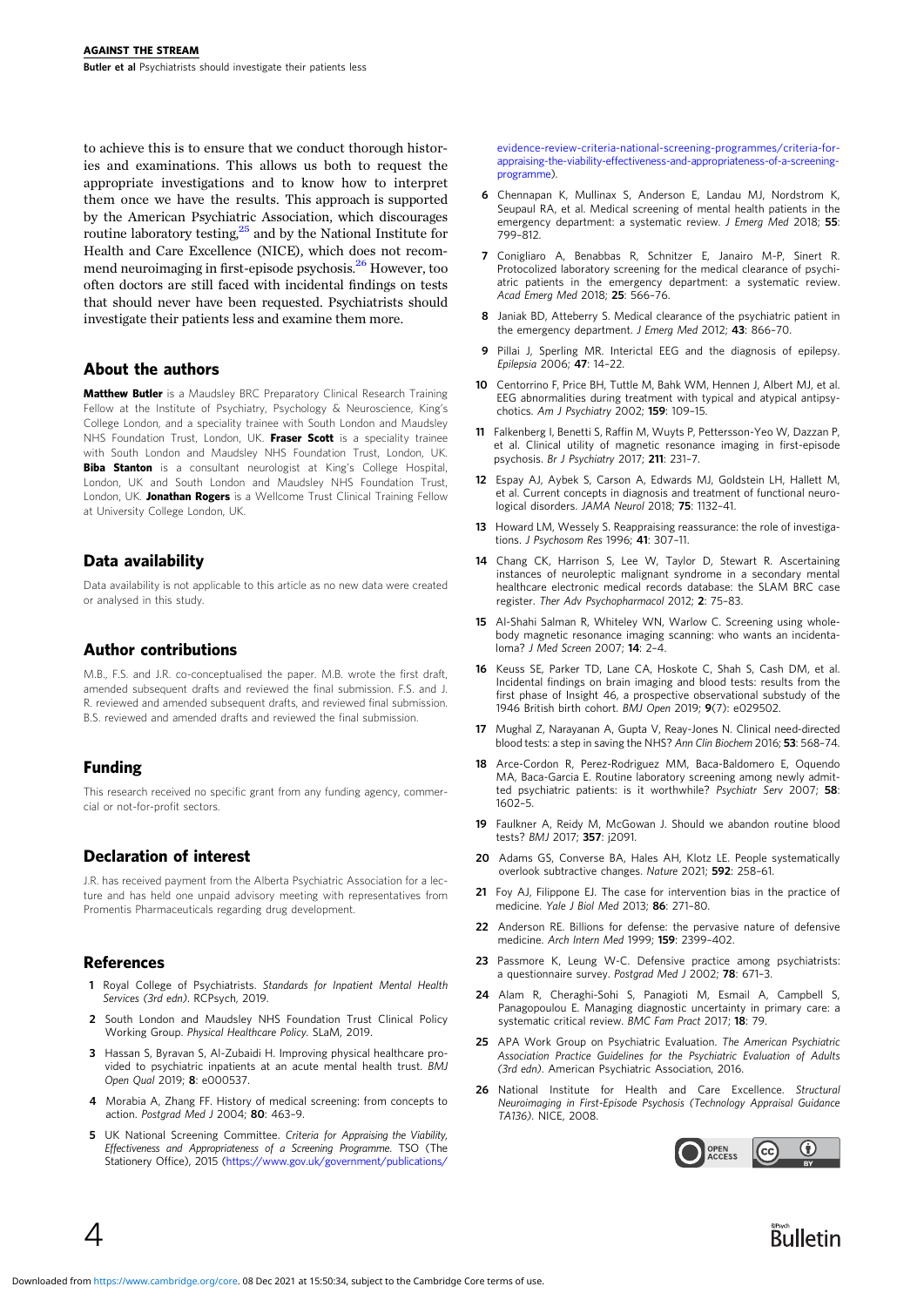to achieve this is to ensure that we conduct thorough histories and examinations. This allows us both to request the appropriate investigations and to know how to interpret them once we have the results. This approach is supported by the American Psychiatric Association, which discourages routine laboratory testing,[25] and by the National Institute for Health and Care Excellence (NICE), which does not recommend neuroimaging in first-episode psychosis.[26] However, too often doctors are still faced with incidental findings on tests that should never have been requested. Psychiatrists should investigate their patients less and examine them more.

## About the authors

**Matthew Butler** is a Maudsley BRC Preparatory Clinical Research Training Fellow at the Institute of Psychiatry, Psychology & Neuroscience, King's College London, and a speciality trainee with South London and Maudsley NHS Foundation Trust, London, UK. **Fraser Scott** is a speciality trainee with South London and Maudsley NHS Foundation Trust, London, UK. **Biba Stanton** is a consultant neurologist at King's College Hospital, London, UK and South London and Maudsley NHS Foundation Trust, London, UK. **Jonathan Rogers** is a Wellcome Trust Clinical Training Fellow at University College London, UK.

## Data availability

Data availability is not applicable to this article as no new data were created or analysed in this study.

## Author contributions

M.B., F.S. and J.R. co-conceptualised the paper. M.B. wrote the first draft, amended subsequent drafts and reviewed the final submission. F.S. and J. R. reviewed and amended subsequent drafts, and reviewed final submission. B.S. reviewed and amended drafts and reviewed the final submission.

## Funding

This research received no specific grant from any funding agency, commercial or not-for-profit sectors.

## Declaration of interest

J.R. has received payment from the Alberta Psychiatric Association for a lecture and has held one unpaid advisory meeting with representatives from Promentis Pharmaceuticals regarding drug development.

## References

1. Royal College of Psychiatrists. *Standards for Inpatient Mental Health Services (3rd edn)*. RCPsych, 2019.
2. South London and Maudsley NHS Foundation Trust Clinical Policy Working Group. *Physical Healthcare Policy*. SLaM, 2019.
3. Hassan S, Byravan S, Al-Zubaidi H. Improving physical healthcare provided to psychiatric inpatients at an acute mental health trust. *BMJ Open Qual* 2019; **8**: e000537.
4. Morabia A, Zhang FF. History of medical screening: from concepts to action. *Postgrad Med J* 2004; **80**: 463–9.
5. UK National Screening Committee. *Criteria for Appraising the Viability, Effectiveness and Appropriateness of a Screening Programme*. TSO (The Stationery Office), 2015 (https://www.gov.uk/government/publications/evidence-review-criteria-national-screening-programmes/criteria-for-appraising-the-viability-effectiveness-and-appropriateness-of-a-screening-programme).
6. Chennapan K, Mullinax S, Anderson E, Landau MJ, Nordstrom K, Seupaul RA, et al. Medical screening of mental health patients in the emergency department: a systematic review. *J Emerg Med* 2018; **55**: 799–812.
7. Conigliaro A, Benabbas R, Schnitzer E, Janairo M-P, Sinert R. Protocolized laboratory screening for the medical clearance of psychiatric patients in the emergency department: a systematic review. *Acad Emerg Med* 2018; **25**: 566–76.
8. Janiak BD, Atteberry S. Medical clearance of the psychiatric patient in the emergency department. *J Emerg Med* 2012; **43**: 866–70.
9. Pillai J, Sperling MR. Interictal EEG and the diagnosis of epilepsy. *Epilepsia* 2006; **47**: 14–22.
10. Centorrino F, Price BH, Tuttle M, Bahk WM, Hennen J, Albert MJ, et al. EEG abnormalities during treatment with typical and atypical antipsychotics. *Am J Psychiatry* 2002; **159**: 109–15.
11. Falkenberg I, Benetti S, Raffin M, Wuyts P, Pettersson-Yeo W, Dazzan P, et al. Clinical utility of magnetic resonance imaging in first-episode psychosis. *Br J Psychiatry* 2017; **211**: 231–7.
12. Espay AJ, Aybek S, Carson A, Edwards MJ, Goldstein LH, Hallett M, et al. Current concepts in diagnosis and treatment of functional neurological disorders. *JAMA Neurol* 2018; **75**: 1132–41.
13. Howard LM, Wessely S. Reappraising reassurance: the role of investigations. *J Psychosom Res* 1996; **41**: 307–11.
14. Chang CK, Harrison S, Lee W, Taylor D, Stewart R. Ascertaining instances of neuroleptic malignant syndrome in a secondary mental healthcare electronic medical records database: the SLAM BRC case register. *Ther Adv Psychopharmacol* 2012; **2**: 75–83.
15. Al-Shahi Salman R, Whiteley WN, Warlow C. Screening using whole-body magnetic resonance imaging scanning: who wants an incidentaloma? *J Med Screen* 2007; **14**: 2–4.
16. Keuss SE, Parker TD, Lane CA, Hoskote C, Shah S, Cash DM, et al. Incidental findings on brain imaging and blood tests: results from the first phase of Insight 46, a prospective observational substudy of the 1946 British birth cohort. *BMJ Open* 2019; **9**(7): e029502.
17. Mughal Z, Narayanan A, Gupta V, Reay-Jones N. Clinical need-directed blood tests: a step in saving the NHS? *Ann Clin Biochem* 2016; **53**: 568–74.
18. Arce-Cordon R, Perez-Rodriguez MM, Baca-Baldomero E, Oquendo MA, Baca-Garcia E. Routine laboratory screening among newly admitted psychiatric patients: is it worthwhile? *Psychiatr Serv* 2007; **58**: 1602–5.
19. Faulkner A, Reidy M, McGowan J. Should we abandon routine blood tests? *BMJ* 2017; **357**: j2091.
20. Adams GS, Converse BA, Hales AH, Klotz LE. People systematically overlook subtractive changes. *Nature* 2021; **592**: 258–61.
21. Foy AJ, Filippone EJ. The case for intervention bias in the practice of medicine. *Yale J Biol Med* 2013; **86**: 271–80.
22. Anderson RE. Billions for defense: the pervasive nature of defensive medicine. *Arch Intern Med* 1999; **159**: 2399–402.
23. Passmore K, Leung W-C. Defensive practice among psychiatrists: a questionnaire survey. *Postgrad Med J* 2002; **78**: 671–3.
24. Alam R, Cheraghi-Sohi S, Panagioti M, Esmail A, Campbell S, Panagopoulou E. Managing diagnostic uncertainty in primary care: a systematic critical review. *BMC Fam Pract* 2017; **18**: 79.
25. APA Work Group on Psychiatric Evaluation. *The American Psychiatric Association Practice Guidelines for the Psychiatric Evaluation of Adults (3rd edn)*. American Psychiatric Association, 2016.
26. National Institute for Health and Care Excellence. *Structural Neuroimaging in First-Episode Psychosis (Technology Appraisal Guidance TA136)*. NICE, 2008.